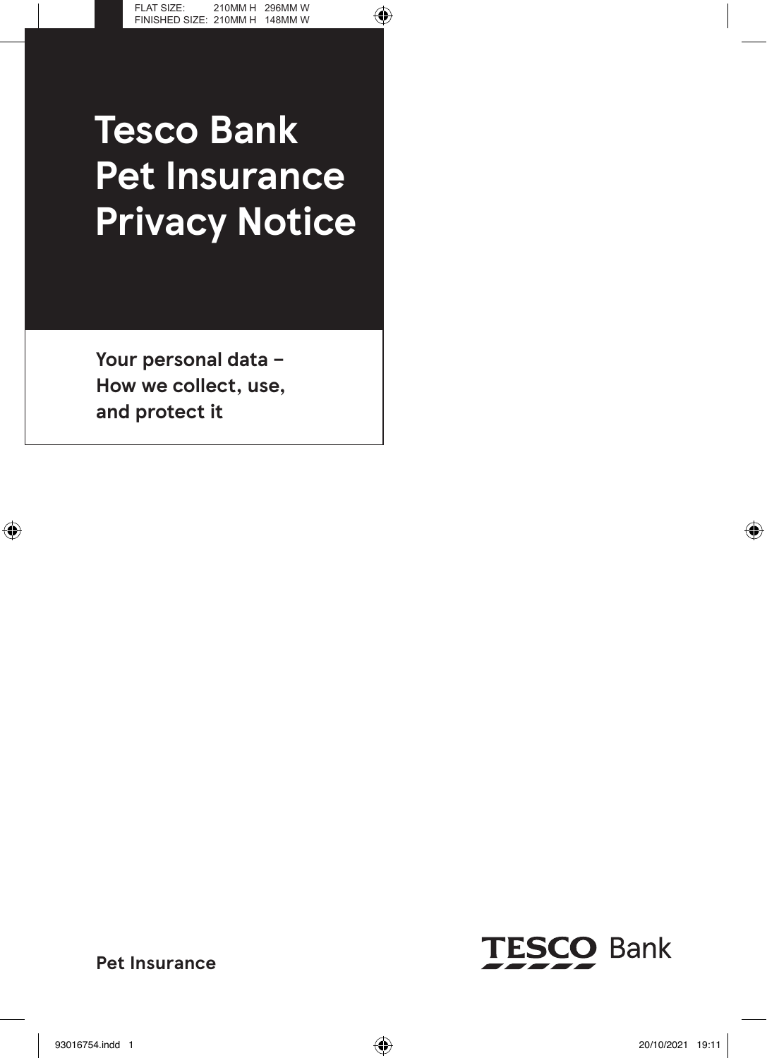# Tesco Bank Pet Insurance Privacy Notice

**Your personal data – How we collect, use, and protect it**

**Pet Insurance**

TESCO Bank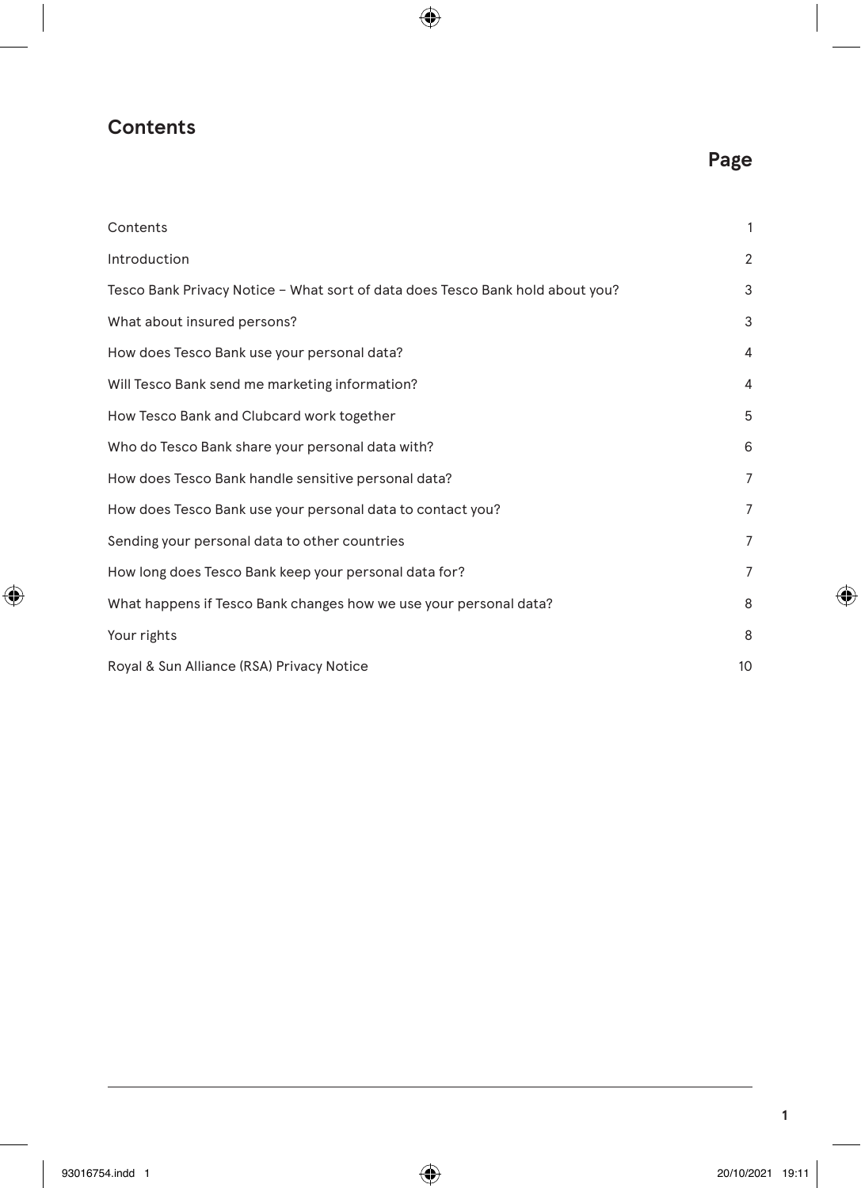# Contents

| | Page |
|---|---|
| Contents | 1 |
| Introduction | 2 |
| Tesco Bank Privacy Notice – What sort of data does Tesco Bank hold about you? | 3 |
| What about insured persons? | 3 |
| How does Tesco Bank use your personal data? | 4 |
| Will Tesco Bank send me marketing information? | 4 |
| How Tesco Bank and Clubcard work together | 5 |
| Who do Tesco Bank share your personal data with? | 6 |
| How does Tesco Bank handle sensitive personal data? | 7 |
| How does Tesco Bank use your personal data to contact you? | 7 |
| Sending your personal data to other countries | 7 |
| How long does Tesco Bank keep your personal data for? | 7 |
| What happens if Tesco Bank changes how we use your personal data? | 8 |
| Your rights | 8 |
| Royal & Sun Alliance (RSA) Privacy Notice | 10 |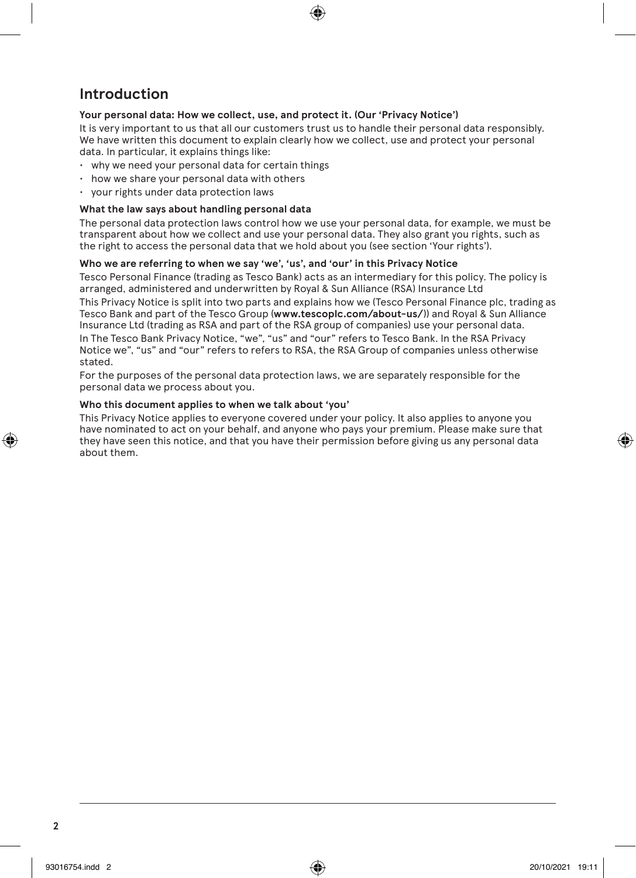# Introduction

**Your personal data: How we collect, use, and protect it. (Our 'Privacy Notice')**

It is very important to us that all our customers trust us to handle their personal data responsibly. We have written this document to explain clearly how we collect, use and protect your personal data. In particular, it explains things like:

- why we need your personal data for certain things
- how we share your personal data with others
- your rights under data protection laws

**What the law says about handling personal data**

The personal data protection laws control how we use your personal data, for example, we must be transparent about how we collect and use your personal data. They also grant you rights, such as the right to access the personal data that we hold about you (see section 'Your rights').

**Who we are referring to when we say 'we', 'us', and 'our' in this Privacy Notice**

Tesco Personal Finance (trading as Tesco Bank) acts as an intermediary for this policy. The policy is arranged, administered and underwritten by Royal & Sun Alliance (RSA) Insurance Ltd

This Privacy Notice is split into two parts and explains how we (Tesco Personal Finance plc, trading as Tesco Bank and part of the Tesco Group (**www.tescoplc.com/about-us/**)) and Royal & Sun Alliance Insurance Ltd (trading as RSA and part of the RSA group of companies) use your personal data.

In The Tesco Bank Privacy Notice, "we", "us" and "our" refers to Tesco Bank. In the RSA Privacy Notice we", "us" and "our" refers to refers to RSA, the RSA Group of companies unless otherwise stated.

For the purposes of the personal data protection laws, we are separately responsible for the personal data we process about you.

**Who this document applies to when we talk about 'you'**

This Privacy Notice applies to everyone covered under your policy. It also applies to anyone you have nominated to act on your behalf, and anyone who pays your premium. Please make sure that they have seen this notice, and that you have their permission before giving us any personal data about them.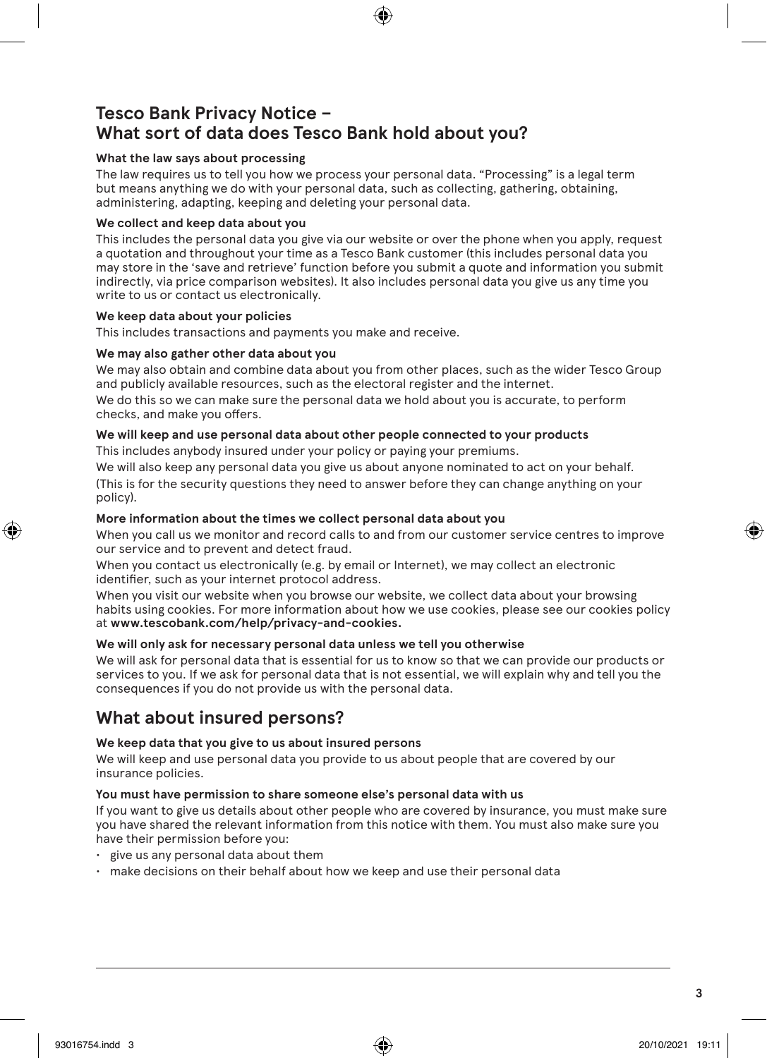## Tesco Bank Privacy Notice – What sort of data does Tesco Bank hold about you?

**What the law says about processing**

The law requires us to tell you how we process your personal data. "Processing" is a legal term but means anything we do with your personal data, such as collecting, gathering, obtaining, administering, adapting, keeping and deleting your personal data.

**We collect and keep data about you**

This includes the personal data you give via our website or over the phone when you apply, request a quotation and throughout your time as a Tesco Bank customer (this includes personal data you may store in the 'save and retrieve' function before you submit a quote and information you submit indirectly, via price comparison websites). It also includes personal data you give us any time you write to us or contact us electronically.

**We keep data about your policies**

This includes transactions and payments you make and receive.

**We may also gather other data about you**

We may also obtain and combine data about you from other places, such as the wider Tesco Group and publicly available resources, such as the electoral register and the internet.

We do this so we can make sure the personal data we hold about you is accurate, to perform checks, and make you offers.

**We will keep and use personal data about other people connected to your products**

This includes anybody insured under your policy or paying your premiums.

We will also keep any personal data you give us about anyone nominated to act on your behalf. (This is for the security questions they need to answer before they can change anything on your policy).

**More information about the times we collect personal data about you**

When you call us we monitor and record calls to and from our customer service centres to improve our service and to prevent and detect fraud.

When you contact us electronically (e.g. by email or Internet), we may collect an electronic identifier, such as your internet protocol address.

When you visit our website when you browse our website, we collect data about your browsing habits using cookies. For more information about how we use cookies, please see our cookies policy at **www.tescobank.com/help/privacy-and-cookies.**

**We will only ask for necessary personal data unless we tell you otherwise**

We will ask for personal data that is essential for us to know so that we can provide our products or services to you. If we ask for personal data that is not essential, we will explain why and tell you the consequences if you do not provide us with the personal data.

## What about insured persons?

**We keep data that you give to us about insured persons**

We will keep and use personal data you provide to us about people that are covered by our insurance policies.

**You must have permission to share someone else's personal data with us**

If you want to give us details about other people who are covered by insurance, you must make sure you have shared the relevant information from this notice with them. You must also make sure you have their permission before you:

- give us any personal data about them
- make decisions on their behalf about how we keep and use their personal data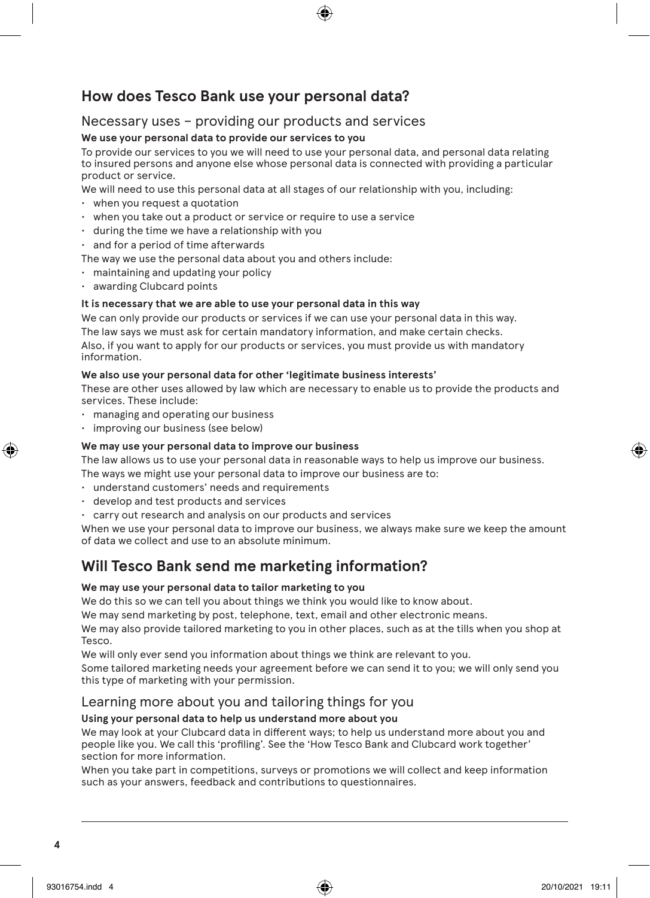## How does Tesco Bank use your personal data?

### Necessary uses – providing our products and services

**We use your personal data to provide our services to you**

To provide our services to you we will need to use your personal data, and personal data relating to insured persons and anyone else whose personal data is connected with providing a particular product or service.

We will need to use this personal data at all stages of our relationship with you, including:

- when you request a quotation
- when you take out a product or service or require to use a service
- during the time we have a relationship with you
- and for a period of time afterwards

The way we use the personal data about you and others include:

- maintaining and updating your policy
- awarding Clubcard points

**It is necessary that we are able to use your personal data in this way**

We can only provide our products or services if we can use your personal data in this way.

The law says we must ask for certain mandatory information, and make certain checks.

Also, if you want to apply for our products or services, you must provide us with mandatory information.

**We also use your personal data for other 'legitimate business interests'**

These are other uses allowed by law which are necessary to enable us to provide the products and services. These include:

- managing and operating our business
- improving our business (see below)

**We may use your personal data to improve our business**

The law allows us to use your personal data in reasonable ways to help us improve our business.

The ways we might use your personal data to improve our business are to:

- understand customers' needs and requirements
- develop and test products and services
- carry out research and analysis on our products and services

When we use your personal data to improve our business, we always make sure we keep the amount of data we collect and use to an absolute minimum.

## Will Tesco Bank send me marketing information?

**We may use your personal data to tailor marketing to you**

We do this so we can tell you about things we think you would like to know about.

We may send marketing by post, telephone, text, email and other electronic means.

We may also provide tailored marketing to you in other places, such as at the tills when you shop at Tesco.

We will only ever send you information about things we think are relevant to you.

Some tailored marketing needs your agreement before we can send it to you; we will only send you this type of marketing with your permission.

### Learning more about you and tailoring things for you

**Using your personal data to help us understand more about you**

We may look at your Clubcard data in different ways; to help us understand more about you and people like you. We call this 'profiling'. See the 'How Tesco Bank and Clubcard work together' section for more information.

When you take part in competitions, surveys or promotions we will collect and keep information such as your answers, feedback and contributions to questionnaires.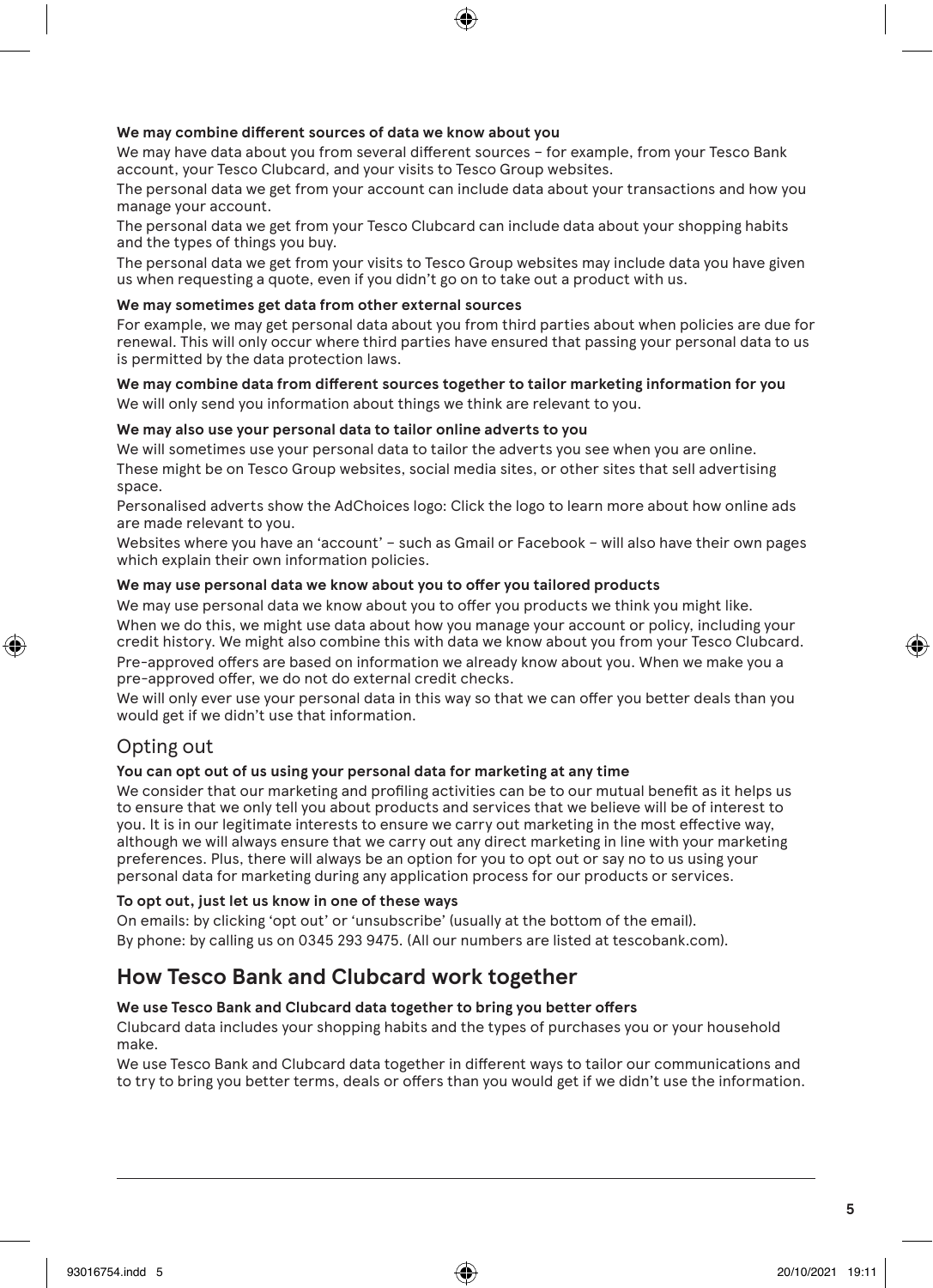**We may combine different sources of data we know about you**

We may have data about you from several different sources – for example, from your Tesco Bank account, your Tesco Clubcard, and your visits to Tesco Group websites.

The personal data we get from your account can include data about your transactions and how you manage your account.

The personal data we get from your Tesco Clubcard can include data about your shopping habits and the types of things you buy.

The personal data we get from your visits to Tesco Group websites may include data you have given us when requesting a quote, even if you didn't go on to take out a product with us.

**We may sometimes get data from other external sources**

For example, we may get personal data about you from third parties about when policies are due for renewal. This will only occur where third parties have ensured that passing your personal data to us is permitted by the data protection laws.

**We may combine data from different sources together to tailor marketing information for you**

We will only send you information about things we think are relevant to you.

**We may also use your personal data to tailor online adverts to you**

We will sometimes use your personal data to tailor the adverts you see when you are online.

These might be on Tesco Group websites, social media sites, or other sites that sell advertising space.

Personalised adverts show the AdChoices logo: Click the logo to learn more about how online ads are made relevant to you.

Websites where you have an 'account' – such as Gmail or Facebook – will also have their own pages which explain their own information policies.

**We may use personal data we know about you to offer you tailored products**

We may use personal data we know about you to offer you products we think you might like.

When we do this, we might use data about how you manage your account or policy, including your credit history. We might also combine this with data we know about you from your Tesco Clubcard.

Pre-approved offers are based on information we already know about you. When we make you a pre-approved offer, we do not do external credit checks.

We will only ever use your personal data in this way so that we can offer you better deals than you would get if we didn't use that information.

### Opting out

**You can opt out of us using your personal data for marketing at any time**

We consider that our marketing and profiling activities can be to our mutual benefit as it helps us to ensure that we only tell you about products and services that we believe will be of interest to you. It is in our legitimate interests to ensure we carry out marketing in the most effective way, although we will always ensure that we carry out any direct marketing in line with your marketing preferences. Plus, there will always be an option for you to opt out or say no to us using your personal data for marketing during any application process for our products or services.

**To opt out, just let us know in one of these ways**

On emails: by clicking 'opt out' or 'unsubscribe' (usually at the bottom of the email).

By phone: by calling us on 0345 293 9475. (All our numbers are listed at tescobank.com).

## How Tesco Bank and Clubcard work together

**We use Tesco Bank and Clubcard data together to bring you better offers**

Clubcard data includes your shopping habits and the types of purchases you or your household make.

We use Tesco Bank and Clubcard data together in different ways to tailor our communications and to try to bring you better terms, deals or offers than you would get if we didn't use the information.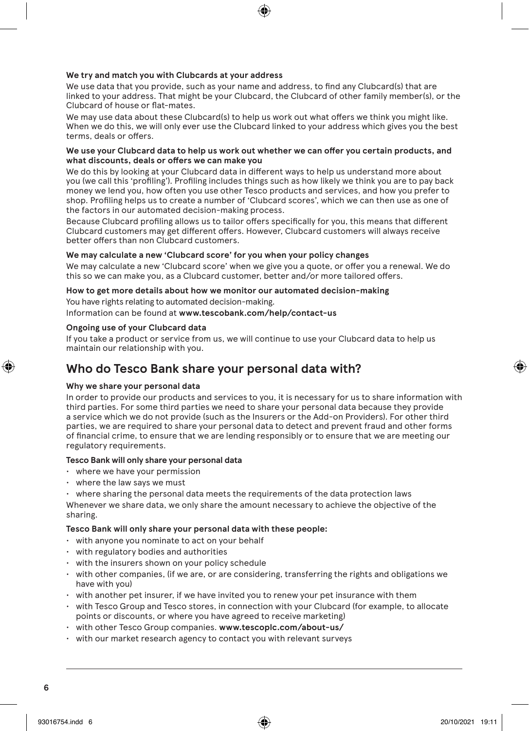### We try and match you with Clubcards at your address

We use data that you provide, such as your name and address, to find any Clubcard(s) that are linked to your address. That might be your Clubcard, the Clubcard of other family member(s), or the Clubcard of house or flat-mates.

We may use data about these Clubcard(s) to help us work out what offers we think you might like. When we do this, we will only ever use the Clubcard linked to your address which gives you the best terms, deals or offers.

### We use your Clubcard data to help us work out whether we can offer you certain products, and what discounts, deals or offers we can make you

We do this by looking at your Clubcard data in different ways to help us understand more about you (we call this 'profiling'). Profiling includes things such as how likely we think you are to pay back money we lend you, how often you use other Tesco products and services, and how you prefer to shop. Profiling helps us to create a number of 'Clubcard scores', which we can then use as one of the factors in our automated decision-making process.

Because Clubcard profiling allows us to tailor offers specifically for you, this means that different Clubcard customers may get different offers. However, Clubcard customers will always receive better offers than non Clubcard customers.

### We may calculate a new 'Clubcard score' for you when your policy changes

We may calculate a new 'Clubcard score' when we give you a quote, or offer you a renewal. We do this so we can make you, as a Clubcard customer, better and/or more tailored offers.

### How to get more details about how we monitor our automated decision-making

You have rights relating to automated decision-making.

Information can be found at **www.tescobank.com/help/contact-us**

### Ongoing use of your Clubcard data

If you take a product or service from us, we will continue to use your Clubcard data to help us maintain our relationship with you.

## Who do Tesco Bank share your personal data with?

### Why we share your personal data

In order to provide our products and services to you, it is necessary for us to share information with third parties. For some third parties we need to share your personal data because they provide a service which we do not provide (such as the Insurers or the Add-on Providers). For other third parties, we are required to share your personal data to detect and prevent fraud and other forms of financial crime, to ensure that we are lending responsibly or to ensure that we are meeting our regulatory requirements.

### Tesco Bank will only share your personal data

- where we have your permission
- where the law says we must
- where sharing the personal data meets the requirements of the data protection laws

Whenever we share data, we only share the amount necessary to achieve the objective of the sharing.

### Tesco Bank will only share your personal data with these people:

- with anyone you nominate to act on your behalf
- with regulatory bodies and authorities
- with the insurers shown on your policy schedule
- with other companies, (if we are, or are considering, transferring the rights and obligations we have with you)
- with another pet insurer, if we have invited you to renew your pet insurance with them
- with Tesco Group and Tesco stores, in connection with your Clubcard (for example, to allocate points or discounts, or where you have agreed to receive marketing)
- with other Tesco Group companies. **www.tescoplc.com/about-us/**
- with our market research agency to contact you with relevant surveys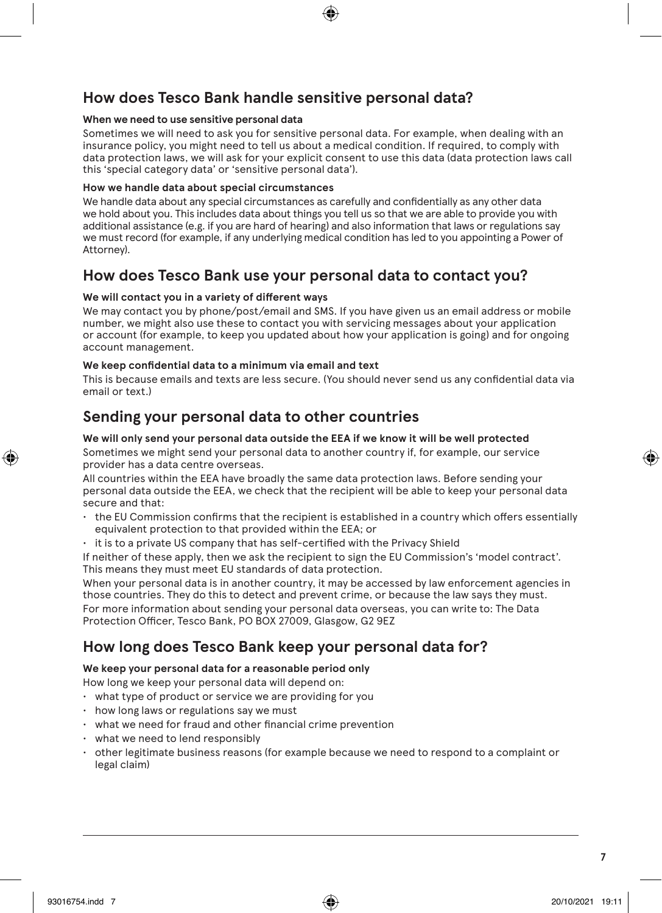## How does Tesco Bank handle sensitive personal data?

**When we need to use sensitive personal data**

Sometimes we will need to ask you for sensitive personal data. For example, when dealing with an insurance policy, you might need to tell us about a medical condition. If required, to comply with data protection laws, we will ask for your explicit consent to use this data (data protection laws call this 'special category data' or 'sensitive personal data').

**How we handle data about special circumstances**

We handle data about any special circumstances as carefully and confidentially as any other data we hold about you. This includes data about things you tell us so that we are able to provide you with additional assistance (e.g. if you are hard of hearing) and also information that laws or regulations say we must record (for example, if any underlying medical condition has led to you appointing a Power of Attorney).

## How does Tesco Bank use your personal data to contact you?

**We will contact you in a variety of different ways**

We may contact you by phone/post/email and SMS. If you have given us an email address or mobile number, we might also use these to contact you with servicing messages about your application or account (for example, to keep you updated about how your application is going) and for ongoing account management.

**We keep confidential data to a minimum via email and text**

This is because emails and texts are less secure. (You should never send us any confidential data via email or text.)

## Sending your personal data to other countries

**We will only send your personal data outside the EEA if we know it will be well protected**

Sometimes we might send your personal data to another country if, for example, our service provider has a data centre overseas.

All countries within the EEA have broadly the same data protection laws. Before sending your personal data outside the EEA, we check that the recipient will be able to keep your personal data secure and that:

- the EU Commission confirms that the recipient is established in a country which offers essentially equivalent protection to that provided within the EEA; or
- it is to a private US company that has self-certified with the Privacy Shield

If neither of these apply, then we ask the recipient to sign the EU Commission's 'model contract'. This means they must meet EU standards of data protection.

When your personal data is in another country, it may be accessed by law enforcement agencies in those countries. They do this to detect and prevent crime, or because the law says they must.

For more information about sending your personal data overseas, you can write to: The Data Protection Officer, Tesco Bank, PO BOX 27009, Glasgow, G2 9EZ

## How long does Tesco Bank keep your personal data for?

**We keep your personal data for a reasonable period only**

How long we keep your personal data will depend on:

- what type of product or service we are providing for you
- how long laws or regulations say we must
- what we need for fraud and other financial crime prevention
- what we need to lend responsibly
- other legitimate business reasons (for example because we need to respond to a complaint or legal claim)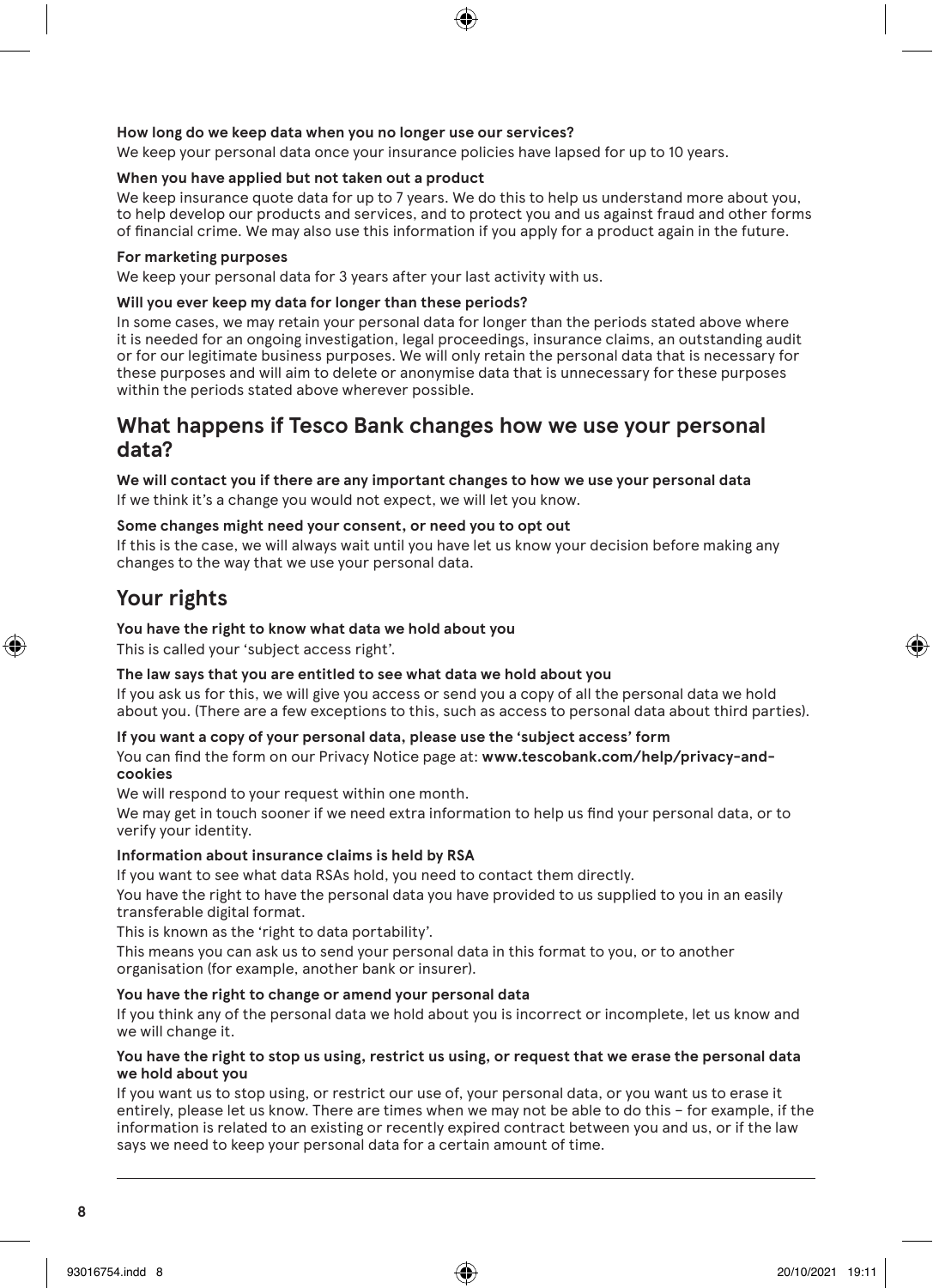**How long do we keep data when you no longer use our services?**

We keep your personal data once your insurance policies have lapsed for up to 10 years.

**When you have applied but not taken out a product**

We keep insurance quote data for up to 7 years. We do this to help us understand more about you, to help develop our products and services, and to protect you and us against fraud and other forms of financial crime. We may also use this information if you apply for a product again in the future.

**For marketing purposes**

We keep your personal data for 3 years after your last activity with us.

**Will you ever keep my data for longer than these periods?**

In some cases, we may retain your personal data for longer than the periods stated above where it is needed for an ongoing investigation, legal proceedings, insurance claims, an outstanding audit or for our legitimate business purposes. We will only retain the personal data that is necessary for these purposes and will aim to delete or anonymise data that is unnecessary for these purposes within the periods stated above wherever possible.

## What happens if Tesco Bank changes how we use your personal data?

**We will contact you if there are any important changes to how we use your personal data**

If we think it's a change you would not expect, we will let you know.

**Some changes might need your consent, or need you to opt out**

If this is the case, we will always wait until you have let us know your decision before making any changes to the way that we use your personal data.

## Your rights

**You have the right to know what data we hold about you**

This is called your 'subject access right'.

**The law says that you are entitled to see what data we hold about you**

If you ask us for this, we will give you access or send you a copy of all the personal data we hold about you. (There are a few exceptions to this, such as access to personal data about third parties).

**If you want a copy of your personal data, please use the 'subject access' form**

You can find the form on our Privacy Notice page at: **www.tescobank.com/help/privacy-and-cookies**

We will respond to your request within one month.

We may get in touch sooner if we need extra information to help us find your personal data, or to verify your identity.

**Information about insurance claims is held by RSA**

If you want to see what data RSAs hold, you need to contact them directly.

You have the right to have the personal data you have provided to us supplied to you in an easily transferable digital format.

This is known as the 'right to data portability'.

This means you can ask us to send your personal data in this format to you, or to another organisation (for example, another bank or insurer).

**You have the right to change or amend your personal data**

If you think any of the personal data we hold about you is incorrect or incomplete, let us know and we will change it.

**You have the right to stop us using, restrict us using, or request that we erase the personal data we hold about you**

If you want us to stop using, or restrict our use of, your personal data, or you want us to erase it entirely, please let us know. There are times when we may not be able to do this – for example, if the information is related to an existing or recently expired contract between you and us, or if the law says we need to keep your personal data for a certain amount of time.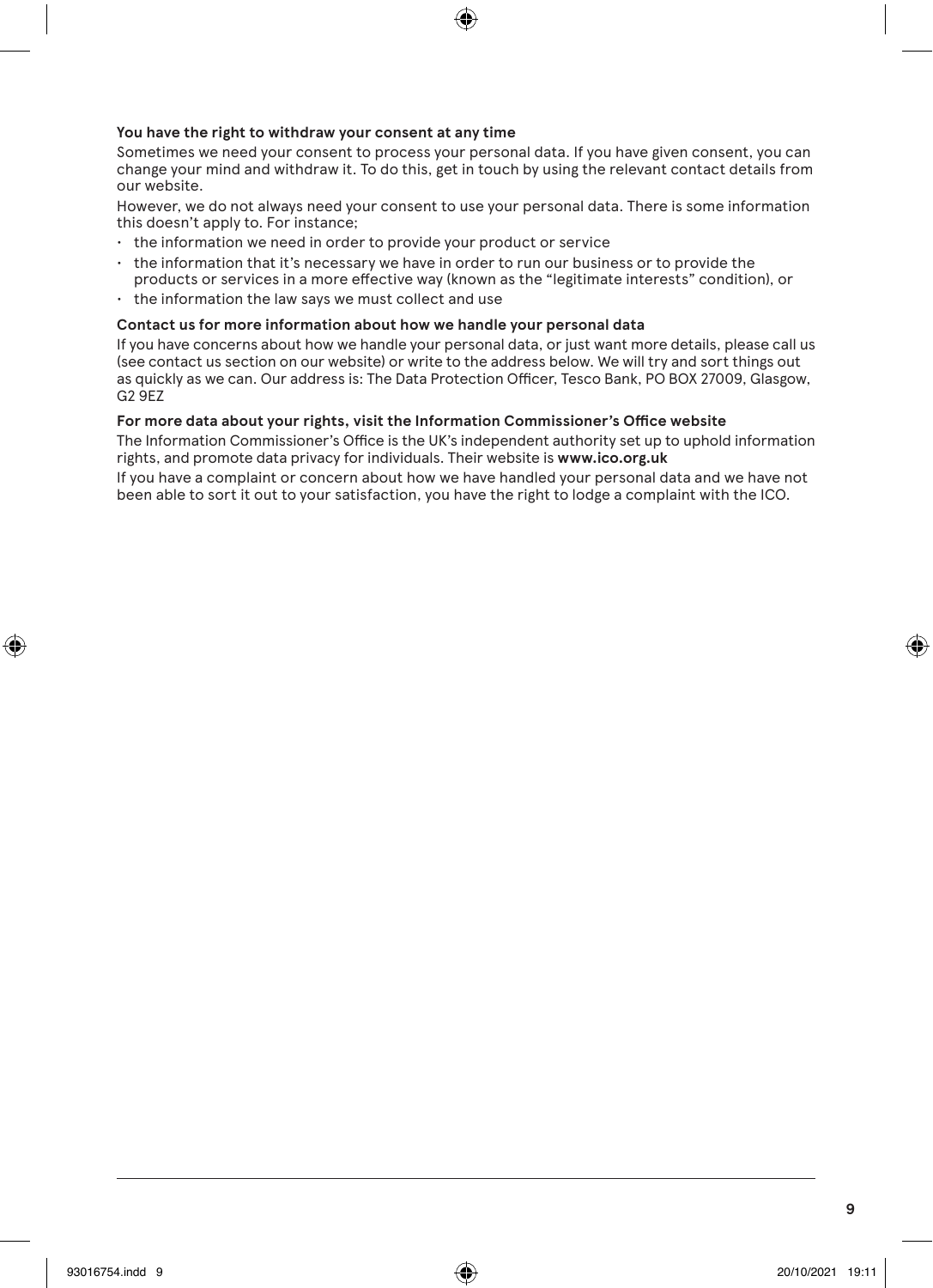**You have the right to withdraw your consent at any time**

Sometimes we need your consent to process your personal data. If you have given consent, you can change your mind and withdraw it. To do this, get in touch by using the relevant contact details from our website.

However, we do not always need your consent to use your personal data. There is some information this doesn't apply to. For instance;

- the information we need in order to provide your product or service
- the information that it's necessary we have in order to run our business or to provide the products or services in a more effective way (known as the "legitimate interests" condition), or
- the information the law says we must collect and use

**Contact us for more information about how we handle your personal data**

If you have concerns about how we handle your personal data, or just want more details, please call us (see contact us section on our website) or write to the address below. We will try and sort things out as quickly as we can. Our address is: The Data Protection Officer, Tesco Bank, PO BOX 27009, Glasgow, G2 9EZ

**For more data about your rights, visit the Information Commissioner's Office website**

The Information Commissioner's Office is the UK's independent authority set up to uphold information rights, and promote data privacy for individuals. Their website is **www.ico.org.uk**

If you have a complaint or concern about how we have handled your personal data and we have not been able to sort it out to your satisfaction, you have the right to lodge a complaint with the ICO.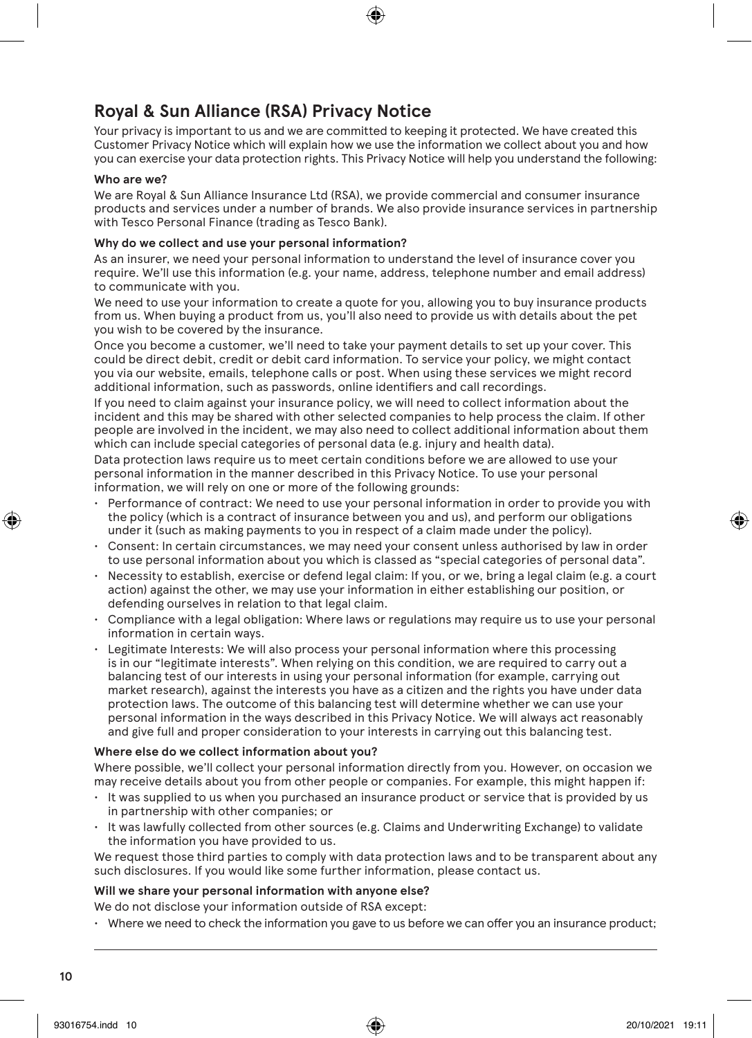## Royal & Sun Alliance (RSA) Privacy Notice

Your privacy is important to us and we are committed to keeping it protected. We have created this Customer Privacy Notice which will explain how we use the information we collect about you and how you can exercise your data protection rights. This Privacy Notice will help you understand the following:

**Who are we?**

We are Royal & Sun Alliance Insurance Ltd (RSA), we provide commercial and consumer insurance products and services under a number of brands. We also provide insurance services in partnership with Tesco Personal Finance (trading as Tesco Bank).

**Why do we collect and use your personal information?**

As an insurer, we need your personal information to understand the level of insurance cover you require. We'll use this information (e.g. your name, address, telephone number and email address) to communicate with you.

We need to use your information to create a quote for you, allowing you to buy insurance products from us. When buying a product from us, you'll also need to provide us with details about the pet you wish to be covered by the insurance.

Once you become a customer, we'll need to take your payment details to set up your cover. This could be direct debit, credit or debit card information. To service your policy, we might contact you via our website, emails, telephone calls or post. When using these services we might record additional information, such as passwords, online identifiers and call recordings.

If you need to claim against your insurance policy, we will need to collect information about the incident and this may be shared with other selected companies to help process the claim. If other people are involved in the incident, we may also need to collect additional information about them which can include special categories of personal data (e.g. injury and health data).

Data protection laws require us to meet certain conditions before we are allowed to use your personal information in the manner described in this Privacy Notice. To use your personal information, we will rely on one or more of the following grounds:

- Performance of contract: We need to use your personal information in order to provide you with the policy (which is a contract of insurance between you and us), and perform our obligations under it (such as making payments to you in respect of a claim made under the policy).
- Consent: In certain circumstances, we may need your consent unless authorised by law in order to use personal information about you which is classed as "special categories of personal data".
- Necessity to establish, exercise or defend legal claim: If you, or we, bring a legal claim (e.g. a court action) against the other, we may use your information in either establishing our position, or defending ourselves in relation to that legal claim.
- Compliance with a legal obligation: Where laws or regulations may require us to use your personal information in certain ways.
- Legitimate Interests: We will also process your personal information where this processing is in our "legitimate interests". When relying on this condition, we are required to carry out a balancing test of our interests in using your personal information (for example, carrying out market research), against the interests you have as a citizen and the rights you have under data protection laws. The outcome of this balancing test will determine whether we can use your personal information in the ways described in this Privacy Notice. We will always act reasonably and give full and proper consideration to your interests in carrying out this balancing test.

**Where else do we collect information about you?**

Where possible, we'll collect your personal information directly from you. However, on occasion we may receive details about you from other people or companies. For example, this might happen if:

- It was supplied to us when you purchased an insurance product or service that is provided by us in partnership with other companies; or
- It was lawfully collected from other sources (e.g. Claims and Underwriting Exchange) to validate the information you have provided to us.

We request those third parties to comply with data protection laws and to be transparent about any such disclosures. If you would like some further information, please contact us.

**Will we share your personal information with anyone else?**

We do not disclose your information outside of RSA except:

- Where we need to check the information you gave to us before we can offer you an insurance product;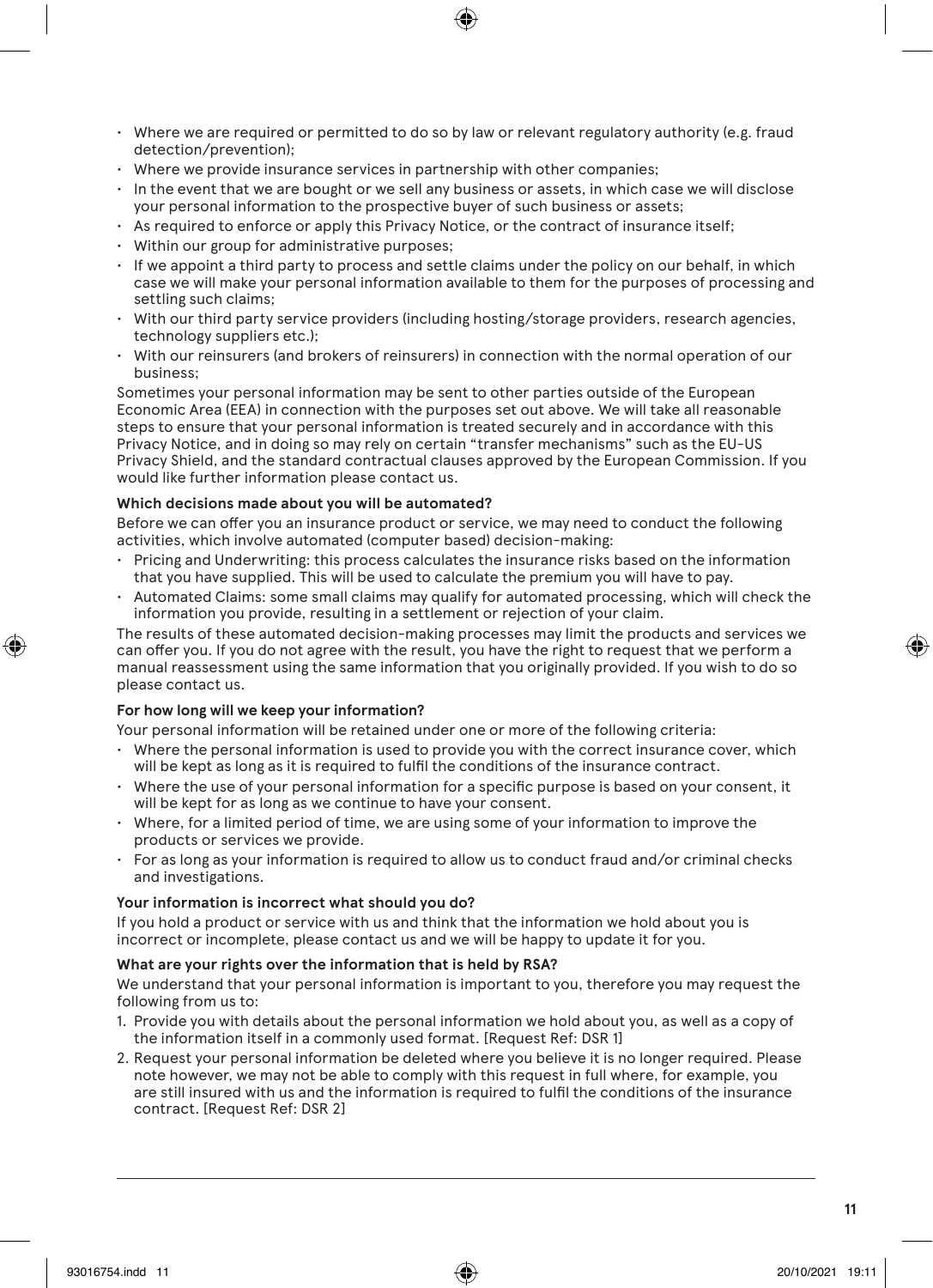- Where we are required or permitted to do so by law or relevant regulatory authority (e.g. fraud detection/prevention);
- Where we provide insurance services in partnership with other companies;
- In the event that we are bought or we sell any business or assets, in which case we will disclose your personal information to the prospective buyer of such business or assets;
- As required to enforce or apply this Privacy Notice, or the contract of insurance itself;
- Within our group for administrative purposes;
- If we appoint a third party to process and settle claims under the policy on our behalf, in which case we will make your personal information available to them for the purposes of processing and settling such claims;
- With our third party service providers (including hosting/storage providers, research agencies, technology suppliers etc.);
- With our reinsurers (and brokers of reinsurers) in connection with the normal operation of our business;

Sometimes your personal information may be sent to other parties outside of the European Economic Area (EEA) in connection with the purposes set out above. We will take all reasonable steps to ensure that your personal information is treated securely and in accordance with this Privacy Notice, and in doing so may rely on certain "transfer mechanisms" such as the EU-US Privacy Shield, and the standard contractual clauses approved by the European Commission. If you would like further information please contact us.

**Which decisions made about you will be automated?**

Before we can offer you an insurance product or service, we may need to conduct the following activities, which involve automated (computer based) decision-making:

- Pricing and Underwriting: this process calculates the insurance risks based on the information that you have supplied. This will be used to calculate the premium you will have to pay.
- Automated Claims: some small claims may qualify for automated processing, which will check the information you provide, resulting in a settlement or rejection of your claim.

The results of these automated decision-making processes may limit the products and services we can offer you. If you do not agree with the result, you have the right to request that we perform a manual reassessment using the same information that you originally provided. If you wish to do so please contact us.

**For how long will we keep your information?**

Your personal information will be retained under one or more of the following criteria:

- Where the personal information is used to provide you with the correct insurance cover, which will be kept as long as it is required to fulfil the conditions of the insurance contract.
- Where the use of your personal information for a specific purpose is based on your consent, it will be kept for as long as we continue to have your consent.
- Where, for a limited period of time, we are using some of your information to improve the products or services we provide.
- For as long as your information is required to allow us to conduct fraud and/or criminal checks and investigations.

**Your information is incorrect what should you do?**

If you hold a product or service with us and think that the information we hold about you is incorrect or incomplete, please contact us and we will be happy to update it for you.

**What are your rights over the information that is held by RSA?**

We understand that your personal information is important to you, therefore you may request the following from us to:

1. Provide you with details about the personal information we hold about you, as well as a copy of the information itself in a commonly used format. [Request Ref: DSR 1]
2. Request your personal information be deleted where you believe it is no longer required. Please note however, we may not be able to comply with this request in full where, for example, you are still insured with us and the information is required to fulfil the conditions of the insurance contract. [Request Ref: DSR 2]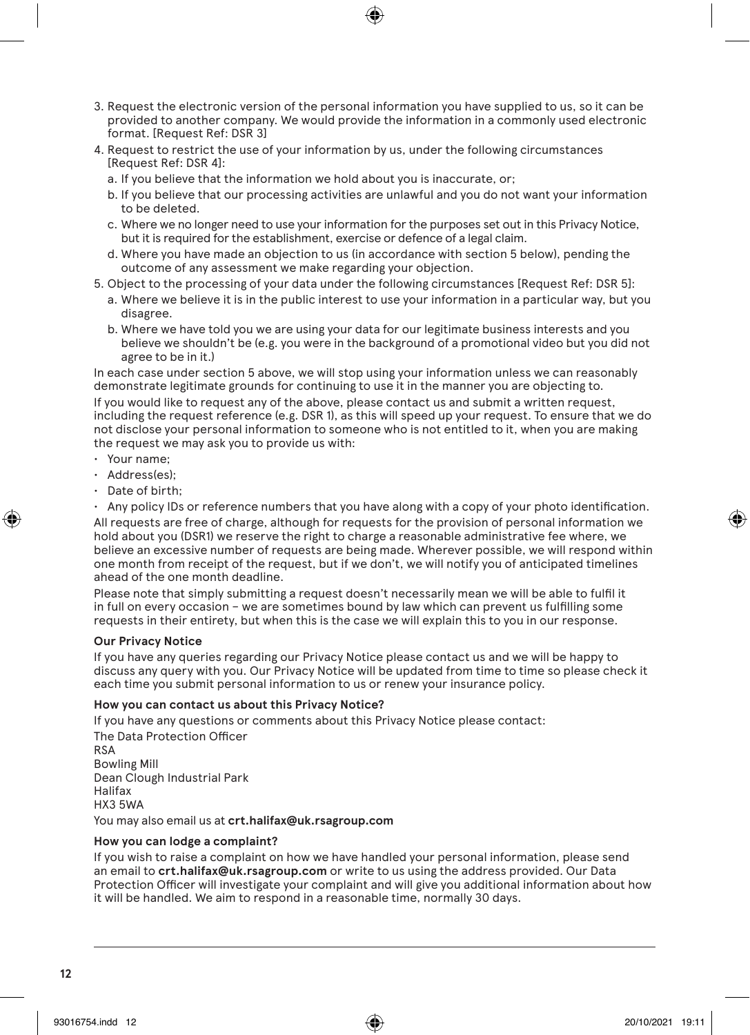3. Request the electronic version of the personal information you have supplied to us, so it can be provided to another company. We would provide the information in a commonly used electronic format. [Request Ref: DSR 3]
4. Request to restrict the use of your information by us, under the following circumstances [Request Ref: DSR 4]:
   a. If you believe that the information we hold about you is inaccurate, or;
   b. If you believe that our processing activities are unlawful and you do not want your information to be deleted.
   c. Where we no longer need to use your information for the purposes set out in this Privacy Notice, but it is required for the establishment, exercise or defence of a legal claim.
   d. Where you have made an objection to us (in accordance with section 5 below), pending the outcome of any assessment we make regarding your objection.
5. Object to the processing of your data under the following circumstances [Request Ref: DSR 5]:
   a. Where we believe it is in the public interest to use your information in a particular way, but you disagree.
   b. Where we have told you we are using your data for our legitimate business interests and you believe we shouldn't be (e.g. you were in the background of a promotional video but you did not agree to be in it.)

In each case under section 5 above, we will stop using your information unless we can reasonably demonstrate legitimate grounds for continuing to use it in the manner you are objecting to.

If you would like to request any of the above, please contact us and submit a written request, including the request reference (e.g. DSR 1), as this will speed up your request. To ensure that we do not disclose your personal information to someone who is not entitled to it, when you are making the request we may ask you to provide us with:

- Your name;
- Address(es);
- Date of birth;
- Any policy IDs or reference numbers that you have along with a copy of your photo identification.

All requests are free of charge, although for requests for the provision of personal information we hold about you (DSR1) we reserve the right to charge a reasonable administrative fee where, we believe an excessive number of requests are being made. Wherever possible, we will respond within one month from receipt of the request, but if we don't, we will notify you of anticipated timelines ahead of the one month deadline.

Please note that simply submitting a request doesn't necessarily mean we will be able to fulfil it in full on every occasion – we are sometimes bound by law which can prevent us fulfilling some requests in their entirety, but when this is the case we will explain this to you in our response.

**Our Privacy Notice**

If you have any queries regarding our Privacy Notice please contact us and we will be happy to discuss any query with you. Our Privacy Notice will be updated from time to time so please check it each time you submit personal information to us or renew your insurance policy.

**How you can contact us about this Privacy Notice?**

If you have any questions or comments about this Privacy Notice please contact:

The Data Protection Officer
RSA
Bowling Mill
Dean Clough Industrial Park
Halifax
HX3 5WA

You may also email us at **crt.halifax@uk.rsagroup.com**

**How you can lodge a complaint?**

If you wish to raise a complaint on how we have handled your personal information, please send an email to **crt.halifax@uk.rsagroup.com** or write to us using the address provided. Our Data Protection Officer will investigate your complaint and will give you additional information about how it will be handled. We aim to respond in a reasonable time, normally 30 days.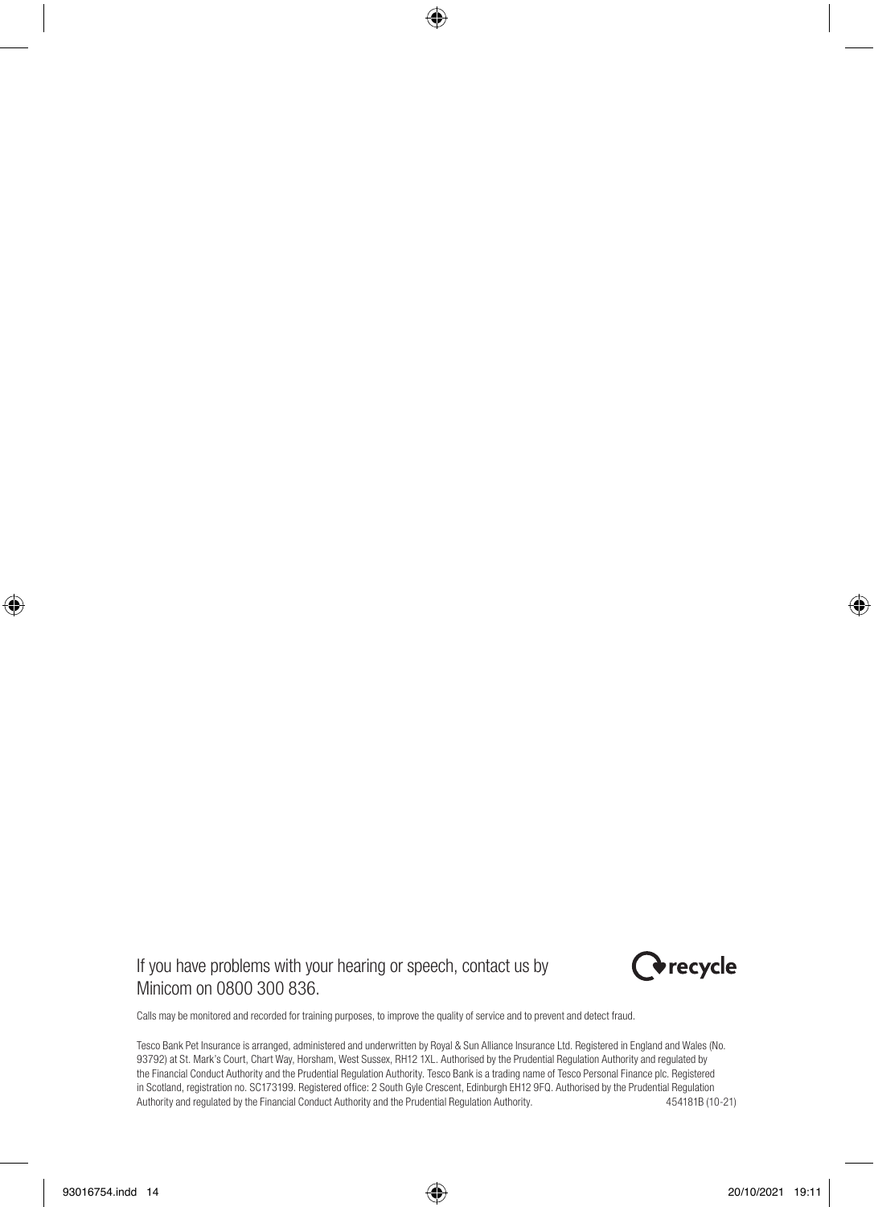If you have problems with your hearing or speech, contact us by Minicom on 0800 300 836.

recycle

Calls may be monitored and recorded for training purposes, to improve the quality of service and to prevent and detect fraud.

Tesco Bank Pet Insurance is arranged, administered and underwritten by Royal & Sun Alliance Insurance Ltd. Registered in England and Wales (No. 93792) at St. Mark's Court, Chart Way, Horsham, West Sussex, RH12 1XL. Authorised by the Prudential Regulation Authority and regulated by the Financial Conduct Authority and the Prudential Regulation Authority. Tesco Bank is a trading name of Tesco Personal Finance plc. Registered in Scotland, registration no. SC173199. Registered office: 2 South Gyle Crescent, Edinburgh EH12 9FQ. Authorised by the Prudential Regulation Authority and regulated by the Financial Conduct Authority and the Prudential Regulation Authority. 454181B (10-21)